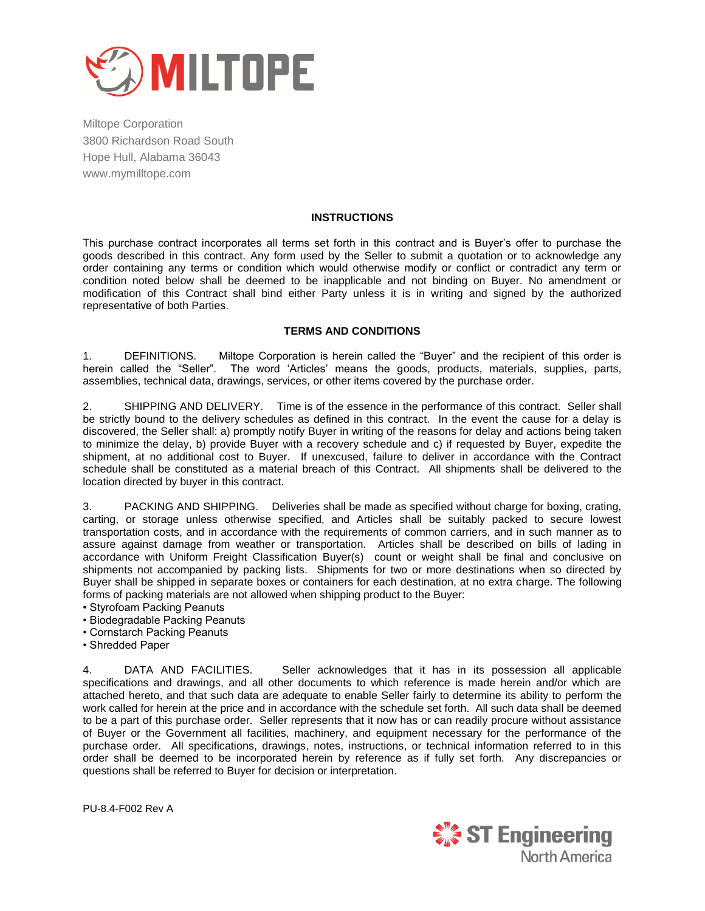Miltope Corporation
3800 Richardson Road South
Hope Hull, Alabama 36043
www.mymilltope.com

## INSTRUCTIONS

This purchase contract incorporates all terms set forth in this contract and is Buyer's offer to purchase the goods described in this contract. Any form used by the Seller to submit a quotation or to acknowledge any order containing any terms or condition which would otherwise modify or conflict or contradict any term or condition noted below shall be deemed to be inapplicable and not binding on Buyer. No amendment or modification of this Contract shall bind either Party unless it is in writing and signed by the authorized representative of both Parties.

## TERMS AND CONDITIONS

1. DEFINITIONS. Miltope Corporation is herein called the "Buyer" and the recipient of this order is herein called the "Seller". The word 'Articles' means the goods, products, materials, supplies, parts, assemblies, technical data, drawings, services, or other items covered by the purchase order.

2. SHIPPING AND DELIVERY. Time is of the essence in the performance of this contract. Seller shall be strictly bound to the delivery schedules as defined in this contract. In the event the cause for a delay is discovered, the Seller shall: a) promptly notify Buyer in writing of the reasons for delay and actions being taken to minimize the delay, b) provide Buyer with a recovery schedule and c) if requested by Buyer, expedite the shipment, at no additional cost to Buyer. If unexcused, failure to deliver in accordance with the Contract schedule shall be constituted as a material breach of this Contract. All shipments shall be delivered to the location directed by buyer in this contract.

3. PACKING AND SHIPPING. Deliveries shall be made as specified without charge for boxing, crating, carting, or storage unless otherwise specified, and Articles shall be suitably packed to secure lowest transportation costs, and in accordance with the requirements of common carriers, and in such manner as to assure against damage from weather or transportation. Articles shall be described on bills of lading in accordance with Uniform Freight Classification Buyer(s) count or weight shall be final and conclusive on shipments not accompanied by packing lists. Shipments for two or more destinations when so directed by Buyer shall be shipped in separate boxes or containers for each destination, at no extra charge. The following forms of packing materials are not allowed when shipping product to the Buyer:

- Styrofoam Packing Peanuts
- Biodegradable Packing Peanuts
- Cornstarch Packing Peanuts
- Shredded Paper

4. DATA AND FACILITIES. Seller acknowledges that it has in its possession all applicable specifications and drawings, and all other documents to which reference is made herein and/or which are attached hereto, and that such data are adequate to enable Seller fairly to determine its ability to perform the work called for herein at the price and in accordance with the schedule set forth. All such data shall be deemed to be a part of this purchase order. Seller represents that it now has or can readily procure without assistance of Buyer or the Government all facilities, machinery, and equipment necessary for the performance of the purchase order. All specifications, drawings, notes, instructions, or technical information referred to in this order shall be deemed to be incorporated herein by reference as if fully set forth. Any discrepancies or questions shall be referred to Buyer for decision or interpretation.

PU-8.4-F002 Rev A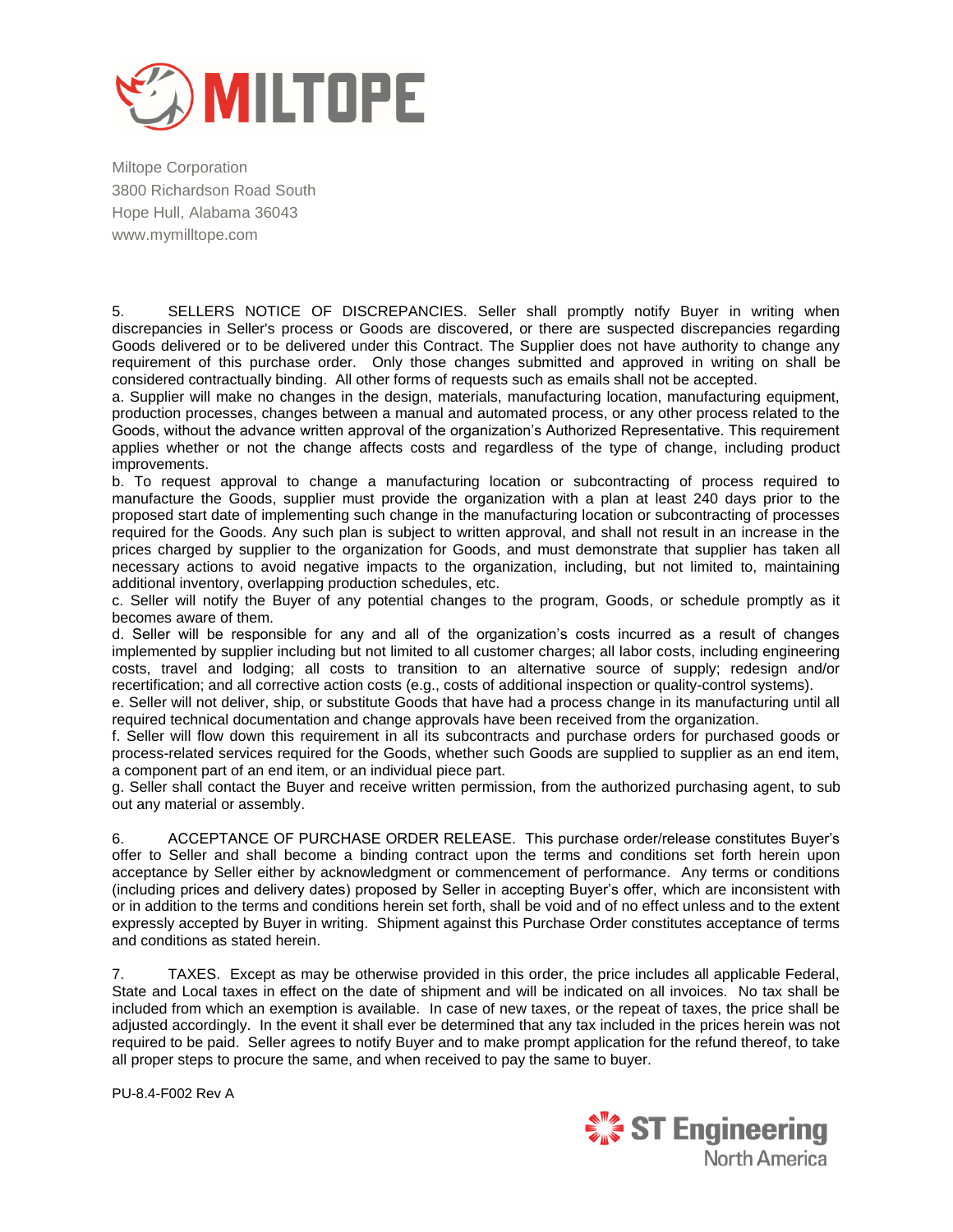Miltope Corporation
3800 Richardson Road South
Hope Hull, Alabama 36043
www.mymilltope.com

5. SELLERS NOTICE OF DISCREPANCIES. Seller shall promptly notify Buyer in writing when discrepancies in Seller's process or Goods are discovered, or there are suspected discrepancies regarding Goods delivered or to be delivered under this Contract. The Supplier does not have authority to change any requirement of this purchase order. Only those changes submitted and approved in writing on shall be considered contractually binding. All other forms of requests such as emails shall not be accepted.

a. Supplier will make no changes in the design, materials, manufacturing location, manufacturing equipment, production processes, changes between a manual and automated process, or any other process related to the Goods, without the advance written approval of the organization's Authorized Representative. This requirement applies whether or not the change affects costs and regardless of the type of change, including product improvements.

b. To request approval to change a manufacturing location or subcontracting of process required to manufacture the Goods, supplier must provide the organization with a plan at least 240 days prior to the proposed start date of implementing such change in the manufacturing location or subcontracting of processes required for the Goods. Any such plan is subject to written approval, and shall not result in an increase in the prices charged by supplier to the organization for Goods, and must demonstrate that supplier has taken all necessary actions to avoid negative impacts to the organization, including, but not limited to, maintaining additional inventory, overlapping production schedules, etc.

c. Seller will notify the Buyer of any potential changes to the program, Goods, or schedule promptly as it becomes aware of them.

d. Seller will be responsible for any and all of the organization's costs incurred as a result of changes implemented by supplier including but not limited to all customer charges; all labor costs, including engineering costs, travel and lodging; all costs to transition to an alternative source of supply; redesign and/or recertification; and all corrective action costs (e.g., costs of additional inspection or quality-control systems).

e. Seller will not deliver, ship, or substitute Goods that have had a process change in its manufacturing until all required technical documentation and change approvals have been received from the organization.

f. Seller will flow down this requirement in all its subcontracts and purchase orders for purchased goods or process-related services required for the Goods, whether such Goods are supplied to supplier as an end item, a component part of an end item, or an individual piece part.

g. Seller shall contact the Buyer and receive written permission, from the authorized purchasing agent, to sub out any material or assembly.

6. ACCEPTANCE OF PURCHASE ORDER RELEASE. This purchase order/release constitutes Buyer's offer to Seller and shall become a binding contract upon the terms and conditions set forth herein upon acceptance by Seller either by acknowledgment or commencement of performance. Any terms or conditions (including prices and delivery dates) proposed by Seller in accepting Buyer's offer, which are inconsistent with or in addition to the terms and conditions herein set forth, shall be void and of no effect unless and to the extent expressly accepted by Buyer in writing. Shipment against this Purchase Order constitutes acceptance of terms and conditions as stated herein.

7. TAXES. Except as may be otherwise provided in this order, the price includes all applicable Federal, State and Local taxes in effect on the date of shipment and will be indicated on all invoices. No tax shall be included from which an exemption is available. In case of new taxes, or the repeat of taxes, the price shall be adjusted accordingly. In the event it shall ever be determined that any tax included in the prices herein was not required to be paid. Seller agrees to notify Buyer and to make prompt application for the refund thereof, to take all proper steps to procure the same, and when received to pay the same to buyer.

PU-8.4-F002 Rev A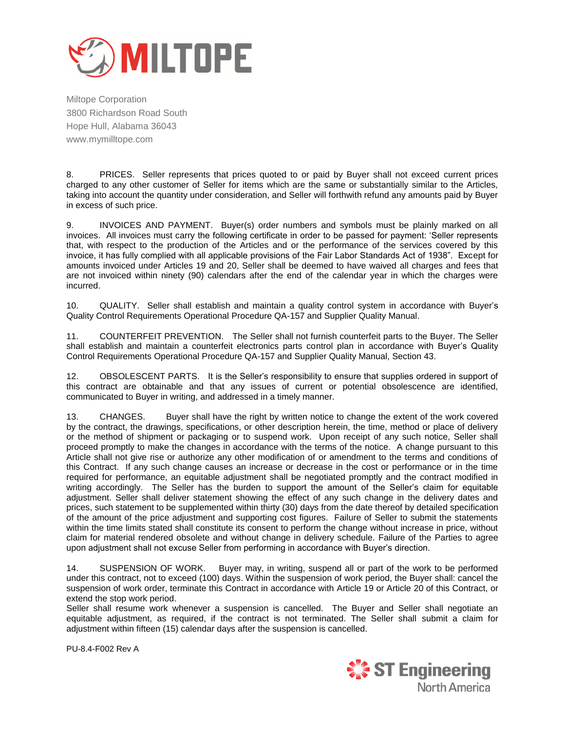Miltope Corporation
3800 Richardson Road South
Hope Hull, Alabama 36043
www.mymilltope.com

8. PRICES. Seller represents that prices quoted to or paid by Buyer shall not exceed current prices charged to any other customer of Seller for items which are the same or substantially similar to the Articles, taking into account the quantity under consideration, and Seller will forthwith refund any amounts paid by Buyer in excess of such price.

9. INVOICES AND PAYMENT. Buyer(s) order numbers and symbols must be plainly marked on all invoices. All invoices must carry the following certificate in order to be passed for payment: 'Seller represents that, with respect to the production of the Articles and or the performance of the services covered by this invoice, it has fully complied with all applicable provisions of the Fair Labor Standards Act of 1938". Except for amounts invoiced under Articles 19 and 20, Seller shall be deemed to have waived all charges and fees that are not invoiced within ninety (90) calendars after the end of the calendar year in which the charges were incurred.

10. QUALITY. Seller shall establish and maintain a quality control system in accordance with Buyer's Quality Control Requirements Operational Procedure QA-157 and Supplier Quality Manual.

11. COUNTERFEIT PREVENTION. The Seller shall not furnish counterfeit parts to the Buyer. The Seller shall establish and maintain a counterfeit electronics parts control plan in accordance with Buyer's Quality Control Requirements Operational Procedure QA-157 and Supplier Quality Manual, Section 43.

12. OBSOLESCENT PARTS. It is the Seller's responsibility to ensure that supplies ordered in support of this contract are obtainable and that any issues of current or potential obsolescence are identified, communicated to Buyer in writing, and addressed in a timely manner.

13. CHANGES. Buyer shall have the right by written notice to change the extent of the work covered by the contract, the drawings, specifications, or other description herein, the time, method or place of delivery or the method of shipment or packaging or to suspend work. Upon receipt of any such notice, Seller shall proceed promptly to make the changes in accordance with the terms of the notice. A change pursuant to this Article shall not give rise or authorize any other modification of or amendment to the terms and conditions of this Contract. If any such change causes an increase or decrease in the cost or performance or in the time required for performance, an equitable adjustment shall be negotiated promptly and the contract modified in writing accordingly. The Seller has the burden to support the amount of the Seller's claim for equitable adjustment. Seller shall deliver statement showing the effect of any such change in the delivery dates and prices, such statement to be supplemented within thirty (30) days from the date thereof by detailed specification of the amount of the price adjustment and supporting cost figures. Failure of Seller to submit the statements within the time limits stated shall constitute its consent to perform the change without increase in price, without claim for material rendered obsolete and without change in delivery schedule. Failure of the Parties to agree upon adjustment shall not excuse Seller from performing in accordance with Buyer's direction.

14. SUSPENSION OF WORK. Buyer may, in writing, suspend all or part of the work to be performed under this contract, not to exceed (100) days. Within the suspension of work period, the Buyer shall: cancel the suspension of work order, terminate this Contract in accordance with Article 19 or Article 20 of this Contract, or extend the stop work period.
Seller shall resume work whenever a suspension is cancelled. The Buyer and Seller shall negotiate an equitable adjustment, as required, if the contract is not terminated. The Seller shall submit a claim for adjustment within fifteen (15) calendar days after the suspension is cancelled.

PU-8.4-F002 Rev A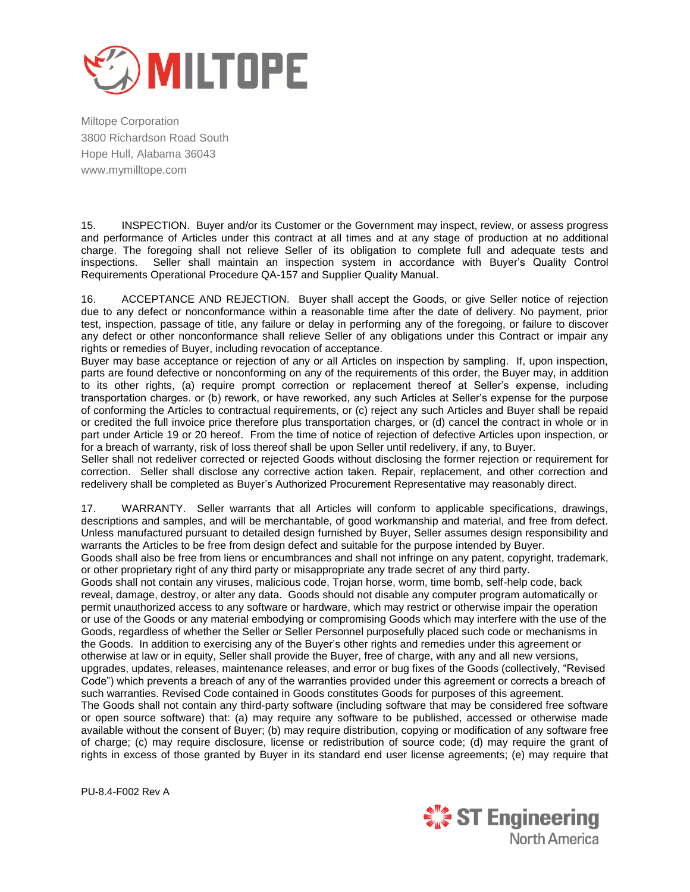Miltope Corporation
3800 Richardson Road South
Hope Hull, Alabama 36043
www.mymilltope.com

15. INSPECTION. Buyer and/or its Customer or the Government may inspect, review, or assess progress and performance of Articles under this contract at all times and at any stage of production at no additional charge. The foregoing shall not relieve Seller of its obligation to complete full and adequate tests and inspections. Seller shall maintain an inspection system in accordance with Buyer's Quality Control Requirements Operational Procedure QA-157 and Supplier Quality Manual.

16. ACCEPTANCE AND REJECTION. Buyer shall accept the Goods, or give Seller notice of rejection due to any defect or nonconformance within a reasonable time after the date of delivery. No payment, prior test, inspection, passage of title, any failure or delay in performing any of the foregoing, or failure to discover any defect or other nonconformance shall relieve Seller of any obligations under this Contract or impair any rights or remedies of Buyer, including revocation of acceptance.
Buyer may base acceptance or rejection of any or all Articles on inspection by sampling. If, upon inspection, parts are found defective or nonconforming on any of the requirements of this order, the Buyer may, in addition to its other rights, (a) require prompt correction or replacement thereof at Seller's expense, including transportation charges. or (b) rework, or have reworked, any such Articles at Seller's expense for the purpose of conforming the Articles to contractual requirements, or (c) reject any such Articles and Buyer shall be repaid or credited the full invoice price therefore plus transportation charges, or (d) cancel the contract in whole or in part under Article 19 or 20 hereof. From the time of notice of rejection of defective Articles upon inspection, or for a breach of warranty, risk of loss thereof shall be upon Seller until redelivery, if any, to Buyer.
Seller shall not redeliver corrected or rejected Goods without disclosing the former rejection or requirement for correction. Seller shall disclose any corrective action taken. Repair, replacement, and other correction and redelivery shall be completed as Buyer's Authorized Procurement Representative may reasonably direct.

17. WARRANTY. Seller warrants that all Articles will conform to applicable specifications, drawings, descriptions and samples, and will be merchantable, of good workmanship and material, and free from defect. Unless manufactured pursuant to detailed design furnished by Buyer, Seller assumes design responsibility and warrants the Articles to be free from design defect and suitable for the purpose intended by Buyer.
Goods shall also be free from liens or encumbrances and shall not infringe on any patent, copyright, trademark, or other proprietary right of any third party or misappropriate any trade secret of any third party.
Goods shall not contain any viruses, malicious code, Trojan horse, worm, time bomb, self-help code, back reveal, damage, destroy, or alter any data. Goods should not disable any computer program automatically or permit unauthorized access to any software or hardware, which may restrict or otherwise impair the operation or use of the Goods or any material embodying or compromising Goods which may interfere with the use of the Goods, regardless of whether the Seller or Seller Personnel purposefully placed such code or mechanisms in the Goods. In addition to exercising any of the Buyer's other rights and remedies under this agreement or otherwise at law or in equity, Seller shall provide the Buyer, free of charge, with any and all new versions, upgrades, updates, releases, maintenance releases, and error or bug fixes of the Goods (collectively, "Revised Code") which prevents a breach of any of the warranties provided under this agreement or corrects a breach of such warranties. Revised Code contained in Goods constitutes Goods for purposes of this agreement.
The Goods shall not contain any third-party software (including software that may be considered free software or open source software) that: (a) may require any software to be published, accessed or otherwise made available without the consent of Buyer; (b) may require distribution, copying or modification of any software free of charge; (c) may require disclosure, license or redistribution of source code; (d) may require the grant of rights in excess of those granted by Buyer in its standard end user license agreements; (e) may require that

PU-8.4-F002 Rev A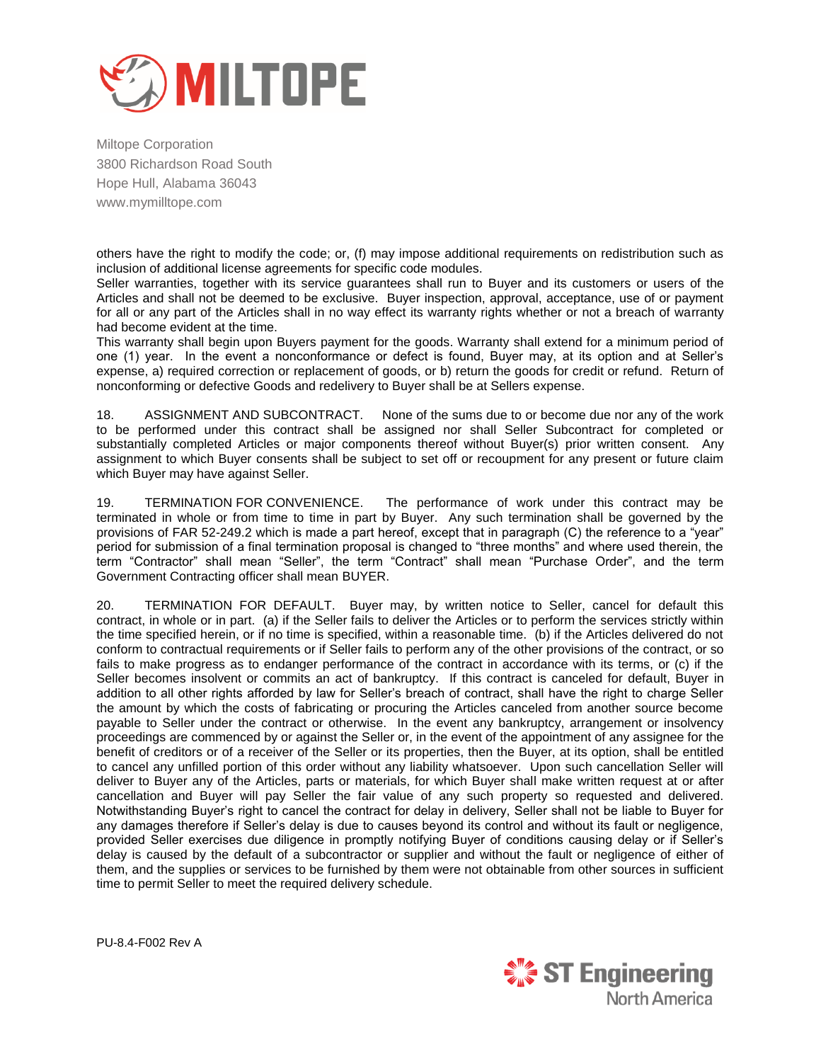others have the right to modify the code; or, (f) may impose additional requirements on redistribution such as inclusion of additional license agreements for specific code modules.

Seller warranties, together with its service guarantees shall run to Buyer and its customers or users of the Articles and shall not be deemed to be exclusive. Buyer inspection, approval, acceptance, use of or payment for all or any part of the Articles shall in no way effect its warranty rights whether or not a breach of warranty had become evident at the time.

This warranty shall begin upon Buyers payment for the goods. Warranty shall extend for a minimum period of one (1) year. In the event a nonconformance or defect is found, Buyer may, at its option and at Seller's expense, a) required correction or replacement of goods, or b) return the goods for credit or refund. Return of nonconforming or defective Goods and redelivery to Buyer shall be at Sellers expense.

18. ASSIGNMENT AND SUBCONTRACT. None of the sums due to or become due nor any of the work to be performed under this contract shall be assigned nor shall Seller Subcontract for completed or substantially completed Articles or major components thereof without Buyer(s) prior written consent. Any assignment to which Buyer consents shall be subject to set off or recoupment for any present or future claim which Buyer may have against Seller.

19. TERMINATION FOR CONVENIENCE. The performance of work under this contract may be terminated in whole or from time to time in part by Buyer. Any such termination shall be governed by the provisions of FAR 52-249.2 which is made a part hereof, except that in paragraph (C) the reference to a "year" period for submission of a final termination proposal is changed to "three months" and where used therein, the term "Contractor" shall mean "Seller", the term "Contract" shall mean "Purchase Order", and the term Government Contracting officer shall mean BUYER.

20. TERMINATION FOR DEFAULT. Buyer may, by written notice to Seller, cancel for default this contract, in whole or in part. (a) if the Seller fails to deliver the Articles or to perform the services strictly within the time specified herein, or if no time is specified, within a reasonable time. (b) if the Articles delivered do not conform to contractual requirements or if Seller fails to perform any of the other provisions of the contract, or so fails to make progress as to endanger performance of the contract in accordance with its terms, or (c) if the Seller becomes insolvent or commits an act of bankruptcy. If this contract is canceled for default, Buyer in addition to all other rights afforded by law for Seller's breach of contract, shall have the right to charge Seller the amount by which the costs of fabricating or procuring the Articles canceled from another source become payable to Seller under the contract or otherwise. In the event any bankruptcy, arrangement or insolvency proceedings are commenced by or against the Seller or, in the event of the appointment of any assignee for the benefit of creditors or of a receiver of the Seller or its properties, then the Buyer, at its option, shall be entitled to cancel any unfilled portion of this order without any liability whatsoever. Upon such cancellation Seller will deliver to Buyer any of the Articles, parts or materials, for which Buyer shall make written request at or after cancellation and Buyer will pay Seller the fair value of any such property so requested and delivered. Notwithstanding Buyer's right to cancel the contract for delay in delivery, Seller shall not be liable to Buyer for any damages therefore if Seller's delay is due to causes beyond its control and without its fault or negligence, provided Seller exercises due diligence in promptly notifying Buyer of conditions causing delay or if Seller's delay is caused by the default of a subcontractor or supplier and without the fault or negligence of either of them, and the supplies or services to be furnished by them were not obtainable from other sources in sufficient time to permit Seller to meet the required delivery schedule.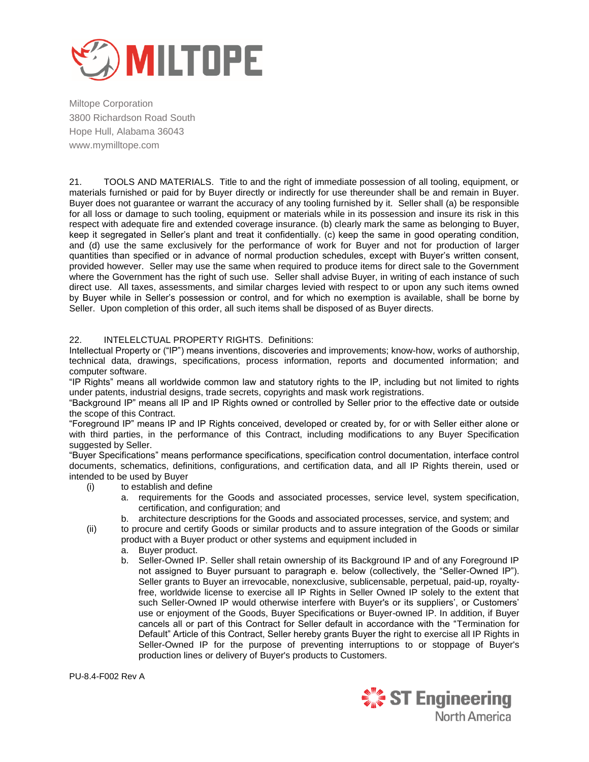21. TOOLS AND MATERIALS. Title to and the right of immediate possession of all tooling, equipment, or materials furnished or paid for by Buyer directly or indirectly for use thereunder shall be and remain in Buyer. Buyer does not guarantee or warrant the accuracy of any tooling furnished by it. Seller shall (a) be responsible for all loss or damage to such tooling, equipment or materials while in its possession and insure its risk in this respect with adequate fire and extended coverage insurance. (b) clearly mark the same as belonging to Buyer, keep it segregated in Seller's plant and treat it confidentially. (c) keep the same in good operating condition, and (d) use the same exclusively for the performance of work for Buyer and not for production of larger quantities than specified or in advance of normal production schedules, except with Buyer's written consent, provided however. Seller may use the same when required to produce items for direct sale to the Government where the Government has the right of such use. Seller shall advise Buyer, in writing of each instance of such direct use. All taxes, assessments, and similar charges levied with respect to or upon any such items owned by Buyer while in Seller's possession or control, and for which no exemption is available, shall be borne by Seller. Upon completion of this order, all such items shall be disposed of as Buyer directs.

22. INTELELCTUAL PROPERTY RIGHTS. Definitions:
Intellectual Property or ("IP") means inventions, discoveries and improvements; know-how, works of authorship, technical data, drawings, specifications, process information, reports and documented information; and computer software.
"IP Rights" means all worldwide common law and statutory rights to the IP, including but not limited to rights under patents, industrial designs, trade secrets, copyrights and mask work registrations.
"Background IP" means all IP and IP Rights owned or controlled by Seller prior to the effective date or outside the scope of this Contract.
"Foreground IP" means IP and IP Rights conceived, developed or created by, for or with Seller either alone or with third parties, in the performance of this Contract, including modifications to any Buyer Specification suggested by Seller.
"Buyer Specifications" means performance specifications, specification control documentation, interface control documents, schematics, definitions, configurations, and certification data, and all IP Rights therein, used or intended to be used by Buyer

(i) to establish and define
  a. requirements for the Goods and associated processes, service level, system specification, certification, and configuration; and
  b. architecture descriptions for the Goods and associated processes, service, and system; and

(ii) to procure and certify Goods or similar products and to assure integration of the Goods or similar product with a Buyer product or other systems and equipment included in
  a. Buyer product.
  b. Seller-Owned IP. Seller shall retain ownership of its Background IP and of any Foreground IP not assigned to Buyer pursuant to paragraph e. below (collectively, the "Seller-Owned IP"). Seller grants to Buyer an irrevocable, nonexclusive, sublicensable, perpetual, paid-up, royalty-free, worldwide license to exercise all IP Rights in Seller Owned IP solely to the extent that such Seller-Owned IP would otherwise interfere with Buyer's or its suppliers', or Customers' use or enjoyment of the Goods, Buyer Specifications or Buyer-owned IP. In addition, if Buyer cancels all or part of this Contract for Seller default in accordance with the "Termination for Default" Article of this Contract, Seller hereby grants Buyer the right to exercise all IP Rights in Seller-Owned IP for the purpose of preventing interruptions to or stoppage of Buyer's production lines or delivery of Buyer's products to Customers.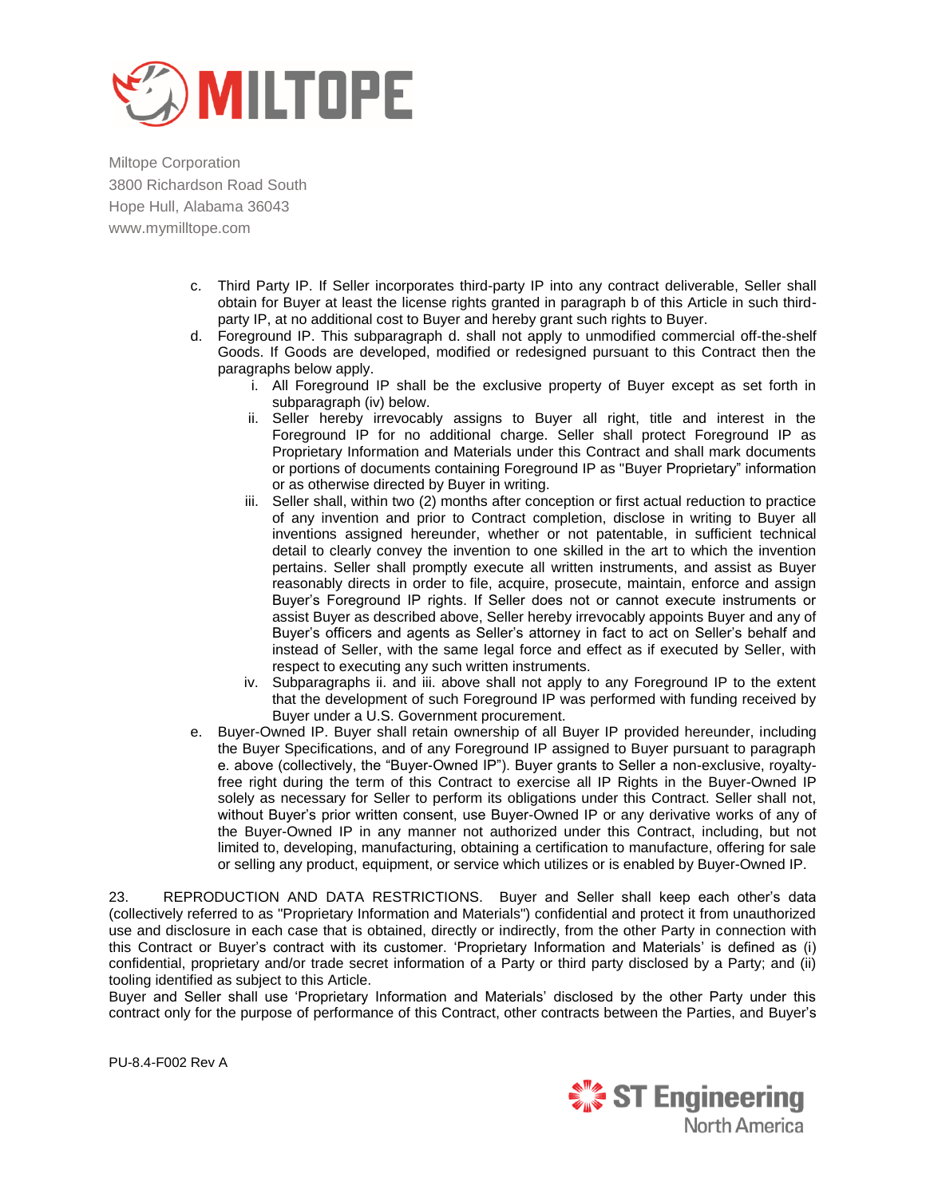c. Third Party IP. If Seller incorporates third-party IP into any contract deliverable, Seller shall obtain for Buyer at least the license rights granted in paragraph b of this Article in such third-party IP, at no additional cost to Buyer and hereby grant such rights to Buyer.

d. Foreground IP. This subparagraph d. shall not apply to unmodified commercial off-the-shelf Goods. If Goods are developed, modified or redesigned pursuant to this Contract then the paragraphs below apply.

   i. All Foreground IP shall be the exclusive property of Buyer except as set forth in subparagraph (iv) below.

   ii. Seller hereby irrevocably assigns to Buyer all right, title and interest in the Foreground IP for no additional charge. Seller shall protect Foreground IP as Proprietary Information and Materials under this Contract and shall mark documents or portions of documents containing Foreground IP as "Buyer Proprietary" information or as otherwise directed by Buyer in writing.

   iii. Seller shall, within two (2) months after conception or first actual reduction to practice of any invention and prior to Contract completion, disclose in writing to Buyer all inventions assigned hereunder, whether or not patentable, in sufficient technical detail to clearly convey the invention to one skilled in the art to which the invention pertains. Seller shall promptly execute all written instruments, and assist as Buyer reasonably directs in order to file, acquire, prosecute, maintain, enforce and assign Buyer's Foreground IP rights. If Seller does not or cannot execute instruments or assist Buyer as described above, Seller hereby irrevocably appoints Buyer and any of Buyer's officers and agents as Seller's attorney in fact to act on Seller's behalf and instead of Seller, with the same legal force and effect as if executed by Seller, with respect to executing any such written instruments.

   iv. Subparagraphs ii. and iii. above shall not apply to any Foreground IP to the extent that the development of such Foreground IP was performed with funding received by Buyer under a U.S. Government procurement.

e. Buyer-Owned IP. Buyer shall retain ownership of all Buyer IP provided hereunder, including the Buyer Specifications, and of any Foreground IP assigned to Buyer pursuant to paragraph e. above (collectively, the "Buyer-Owned IP"). Buyer grants to Seller a non-exclusive, royalty-free right during the term of this Contract to exercise all IP Rights in the Buyer-Owned IP solely as necessary for Seller to perform its obligations under this Contract. Seller shall not, without Buyer's prior written consent, use Buyer-Owned IP or any derivative works of any of the Buyer-Owned IP in any manner not authorized under this Contract, including, but not limited to, developing, manufacturing, obtaining a certification to manufacture, offering for sale or selling any product, equipment, or service which utilizes or is enabled by Buyer-Owned IP.

23. REPRODUCTION AND DATA RESTRICTIONS. Buyer and Seller shall keep each other's data (collectively referred to as "Proprietary Information and Materials") confidential and protect it from unauthorized use and disclosure in each case that is obtained, directly or indirectly, from the other Party in connection with this Contract or Buyer's contract with its customer. 'Proprietary Information and Materials' is defined as (i) confidential, proprietary and/or trade secret information of a Party or third party disclosed by a Party; and (ii) tooling identified as subject to this Article.

Buyer and Seller shall use 'Proprietary Information and Materials' disclosed by the other Party under this contract only for the purpose of performance of this Contract, other contracts between the Parties, and Buyer's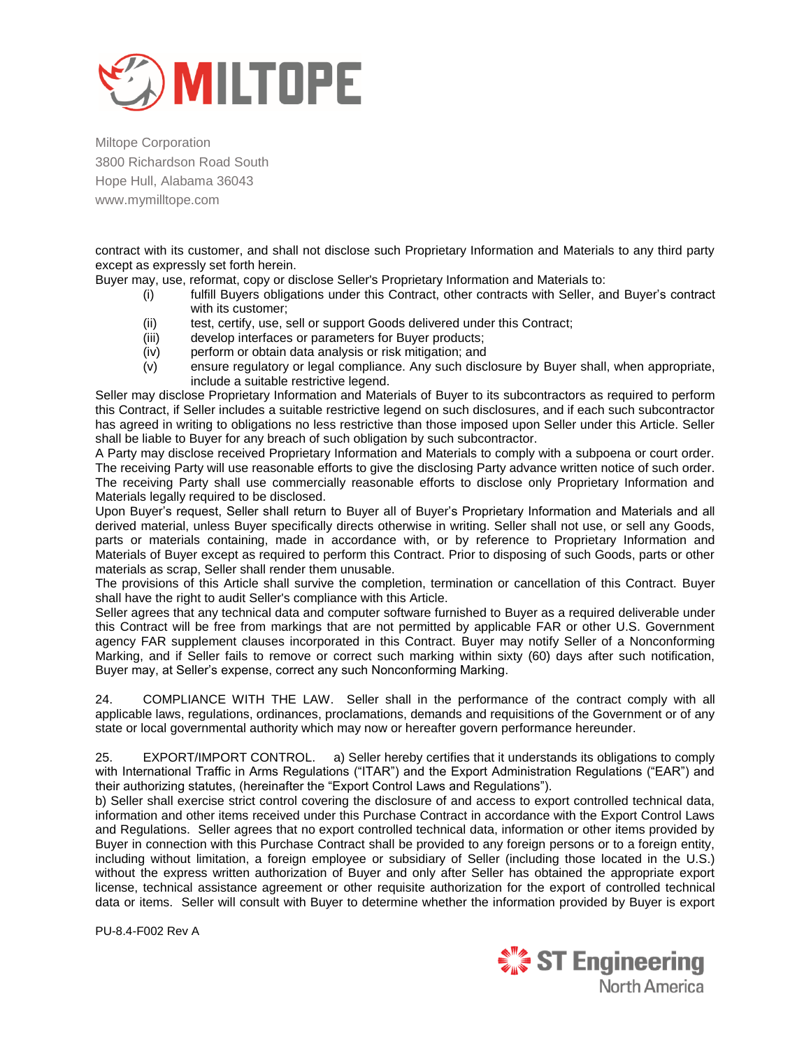contract with its customer, and shall not disclose such Proprietary Information and Materials to any third party except as expressly set forth herein.

Buyer may, use, reformat, copy or disclose Seller's Proprietary Information and Materials to:

- (i) fulfill Buyers obligations under this Contract, other contracts with Seller, and Buyer's contract with its customer;
- (ii) test, certify, use, sell or support Goods delivered under this Contract;
- (iii) develop interfaces or parameters for Buyer products;
- (iv) perform or obtain data analysis or risk mitigation; and
- (v) ensure regulatory or legal compliance. Any such disclosure by Buyer shall, when appropriate, include a suitable restrictive legend.

Seller may disclose Proprietary Information and Materials of Buyer to its subcontractors as required to perform this Contract, if Seller includes a suitable restrictive legend on such disclosures, and if each such subcontractor has agreed in writing to obligations no less restrictive than those imposed upon Seller under this Article. Seller shall be liable to Buyer for any breach of such obligation by such subcontractor.

A Party may disclose received Proprietary Information and Materials to comply with a subpoena or court order. The receiving Party will use reasonable efforts to give the disclosing Party advance written notice of such order. The receiving Party shall use commercially reasonable efforts to disclose only Proprietary Information and Materials legally required to be disclosed.

Upon Buyer's request, Seller shall return to Buyer all of Buyer's Proprietary Information and Materials and all derived material, unless Buyer specifically directs otherwise in writing. Seller shall not use, or sell any Goods, parts or materials containing, made in accordance with, or by reference to Proprietary Information and Materials of Buyer except as required to perform this Contract. Prior to disposing of such Goods, parts or other materials as scrap, Seller shall render them unusable.

The provisions of this Article shall survive the completion, termination or cancellation of this Contract. Buyer shall have the right to audit Seller's compliance with this Article.

Seller agrees that any technical data and computer software furnished to Buyer as a required deliverable under this Contract will be free from markings that are not permitted by applicable FAR or other U.S. Government agency FAR supplement clauses incorporated in this Contract. Buyer may notify Seller of a Nonconforming Marking, and if Seller fails to remove or correct such marking within sixty (60) days after such notification, Buyer may, at Seller's expense, correct any such Nonconforming Marking.

24. COMPLIANCE WITH THE LAW. Seller shall in the performance of the contract comply with all applicable laws, regulations, ordinances, proclamations, demands and requisitions of the Government or of any state or local governmental authority which may now or hereafter govern performance hereunder.

25. EXPORT/IMPORT CONTROL. a) Seller hereby certifies that it understands its obligations to comply with International Traffic in Arms Regulations ("ITAR") and the Export Administration Regulations ("EAR") and their authorizing statutes, (hereinafter the "Export Control Laws and Regulations").

b) Seller shall exercise strict control covering the disclosure of and access to export controlled technical data, information and other items received under this Purchase Contract in accordance with the Export Control Laws and Regulations. Seller agrees that no export controlled technical data, information or other items provided by Buyer in connection with this Purchase Contract shall be provided to any foreign persons or to a foreign entity, including without limitation, a foreign employee or subsidiary of Seller (including those located in the U.S.) without the express written authorization of Buyer and only after Seller has obtained the appropriate export license, technical assistance agreement or other requisite authorization for the export of controlled technical data or items. Seller will consult with Buyer to determine whether the information provided by Buyer is export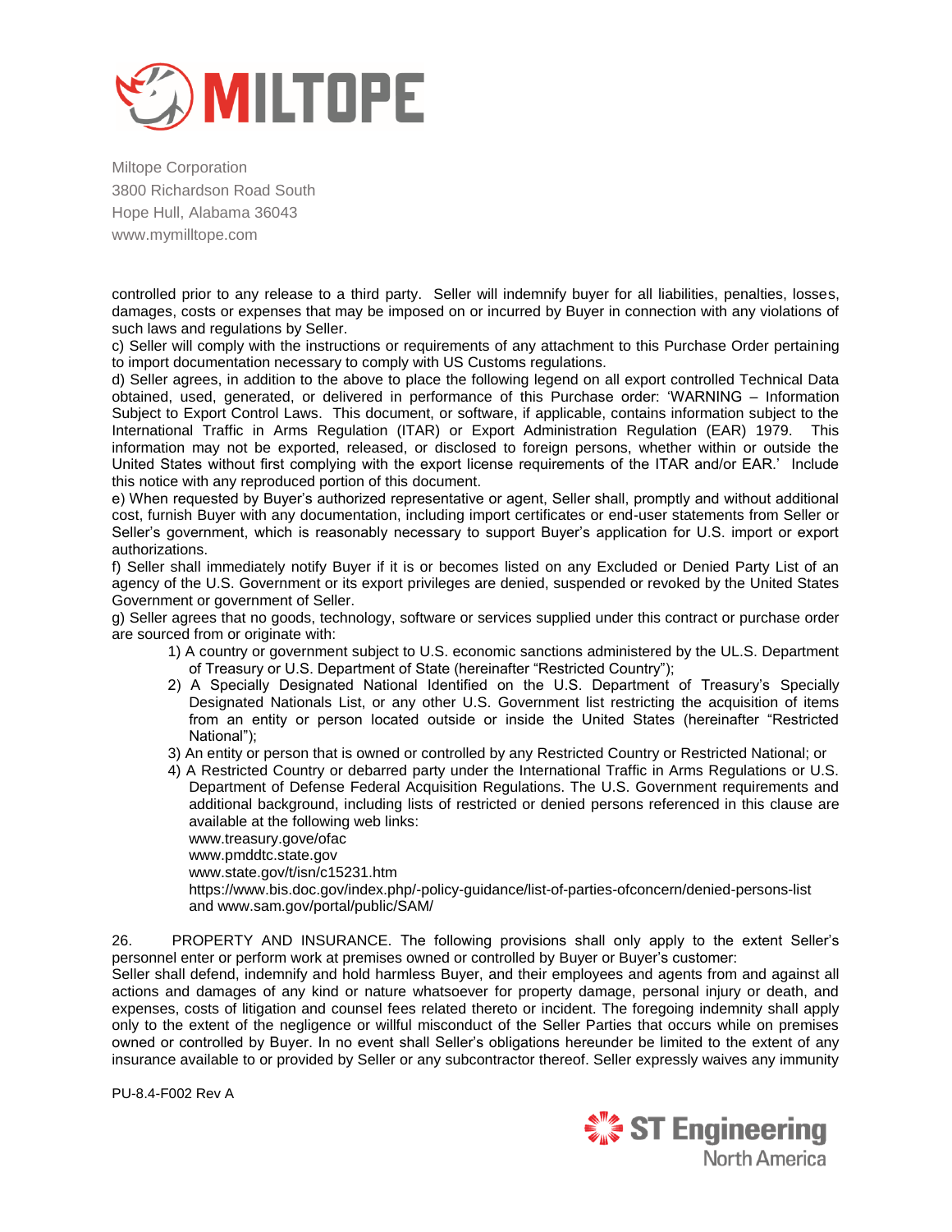controlled prior to any release to a third party. Seller will indemnify buyer for all liabilities, penalties, losses, damages, costs or expenses that may be imposed on or incurred by Buyer in connection with any violations of such laws and regulations by Seller.

c) Seller will comply with the instructions or requirements of any attachment to this Purchase Order pertaining to import documentation necessary to comply with US Customs regulations.

d) Seller agrees, in addition to the above to place the following legend on all export controlled Technical Data obtained, used, generated, or delivered in performance of this Purchase order: 'WARNING – Information Subject to Export Control Laws. This document, or software, if applicable, contains information subject to the International Traffic in Arms Regulation (ITAR) or Export Administration Regulation (EAR) 1979. This information may not be exported, released, or disclosed to foreign persons, whether within or outside the United States without first complying with the export license requirements of the ITAR and/or EAR.' Include this notice with any reproduced portion of this document.

e) When requested by Buyer's authorized representative or agent, Seller shall, promptly and without additional cost, furnish Buyer with any documentation, including import certificates or end-user statements from Seller or Seller's government, which is reasonably necessary to support Buyer's application for U.S. import or export authorizations.

f) Seller shall immediately notify Buyer if it is or becomes listed on any Excluded or Denied Party List of an agency of the U.S. Government or its export privileges are denied, suspended or revoked by the United States Government or government of Seller.

g) Seller agrees that no goods, technology, software or services supplied under this contract or purchase order are sourced from or originate with:

1) A country or government subject to U.S. economic sanctions administered by the UL.S. Department of Treasury or U.S. Department of State (hereinafter "Restricted Country");
2) A Specially Designated National Identified on the U.S. Department of Treasury's Specially Designated Nationals List, or any other U.S. Government list restricting the acquisition of items from an entity or person located outside or inside the United States (hereinafter "Restricted National");
3) An entity or person that is owned or controlled by any Restricted Country or Restricted National; or
4) A Restricted Country or debarred party under the International Traffic in Arms Regulations or U.S. Department of Defense Federal Acquisition Regulations. The U.S. Government requirements and additional background, including lists of restricted or denied persons referenced in this clause are available at the following web links:
   www.treasury.gove/ofac
   www.pmddtc.state.gov
   www.state.gov/t/isn/c15231.htm
   https://www.bis.doc.gov/index.php/-policy-guidance/list-of-parties-ofconcern/denied-persons-list and www.sam.gov/portal/public/SAM/

26. PROPERTY AND INSURANCE. The following provisions shall only apply to the extent Seller's personnel enter or perform work at premises owned or controlled by Buyer or Buyer's customer:

Seller shall defend, indemnify and hold harmless Buyer, and their employees and agents from and against all actions and damages of any kind or nature whatsoever for property damage, personal injury or death, and expenses, costs of litigation and counsel fees related thereto or incident. The foregoing indemnity shall apply only to the extent of the negligence or willful misconduct of the Seller Parties that occurs while on premises owned or controlled by Buyer. In no event shall Seller's obligations hereunder be limited to the extent of any insurance available to or provided by Seller or any subcontractor thereof. Seller expressly waives any immunity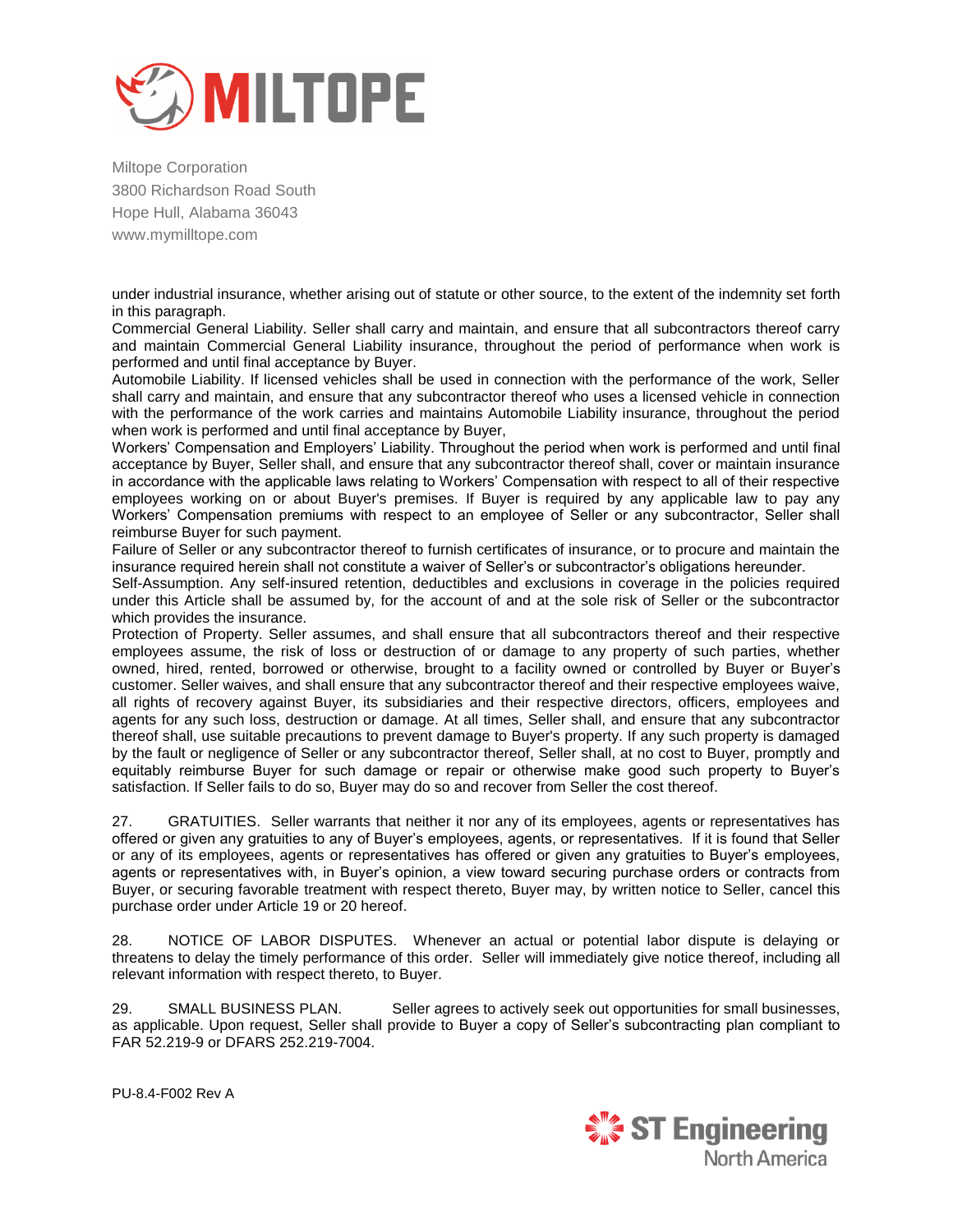under industrial insurance, whether arising out of statute or other source, to the extent of the indemnity set forth in this paragraph.

Commercial General Liability. Seller shall carry and maintain, and ensure that all subcontractors thereof carry and maintain Commercial General Liability insurance, throughout the period of performance when work is performed and until final acceptance by Buyer.

Automobile Liability. If licensed vehicles shall be used in connection with the performance of the work, Seller shall carry and maintain, and ensure that any subcontractor thereof who uses a licensed vehicle in connection with the performance of the work carries and maintains Automobile Liability insurance, throughout the period when work is performed and until final acceptance by Buyer,

Workers' Compensation and Employers' Liability. Throughout the period when work is performed and until final acceptance by Buyer, Seller shall, and ensure that any subcontractor thereof shall, cover or maintain insurance in accordance with the applicable laws relating to Workers' Compensation with respect to all of their respective employees working on or about Buyer's premises. If Buyer is required by any applicable law to pay any Workers' Compensation premiums with respect to an employee of Seller or any subcontractor, Seller shall reimburse Buyer for such payment.

Failure of Seller or any subcontractor thereof to furnish certificates of insurance, or to procure and maintain the insurance required herein shall not constitute a waiver of Seller's or subcontractor's obligations hereunder.

Self-Assumption. Any self-insured retention, deductibles and exclusions in coverage in the policies required under this Article shall be assumed by, for the account of and at the sole risk of Seller or the subcontractor which provides the insurance.

Protection of Property. Seller assumes, and shall ensure that all subcontractors thereof and their respective employees assume, the risk of loss or destruction of or damage to any property of such parties, whether owned, hired, rented, borrowed or otherwise, brought to a facility owned or controlled by Buyer or Buyer's customer. Seller waives, and shall ensure that any subcontractor thereof and their respective employees waive, all rights of recovery against Buyer, its subsidiaries and their respective directors, officers, employees and agents for any such loss, destruction or damage. At all times, Seller shall, and ensure that any subcontractor thereof shall, use suitable precautions to prevent damage to Buyer's property. If any such property is damaged by the fault or negligence of Seller or any subcontractor thereof, Seller shall, at no cost to Buyer, promptly and equitably reimburse Buyer for such damage or repair or otherwise make good such property to Buyer's satisfaction. If Seller fails to do so, Buyer may do so and recover from Seller the cost thereof.

27. GRATUITIES. Seller warrants that neither it nor any of its employees, agents or representatives has offered or given any gratuities to any of Buyer's employees, agents, or representatives. If it is found that Seller or any of its employees, agents or representatives has offered or given any gratuities to Buyer's employees, agents or representatives with, in Buyer's opinion, a view toward securing purchase orders or contracts from Buyer, or securing favorable treatment with respect thereto, Buyer may, by written notice to Seller, cancel this purchase order under Article 19 or 20 hereof.

28. NOTICE OF LABOR DISPUTES. Whenever an actual or potential labor dispute is delaying or threatens to delay the timely performance of this order. Seller will immediately give notice thereof, including all relevant information with respect thereto, to Buyer.

29. SMALL BUSINESS PLAN. Seller agrees to actively seek out opportunities for small businesses, as applicable. Upon request, Seller shall provide to Buyer a copy of Seller's subcontracting plan compliant to FAR 52.219-9 or DFARS 252.219-7004.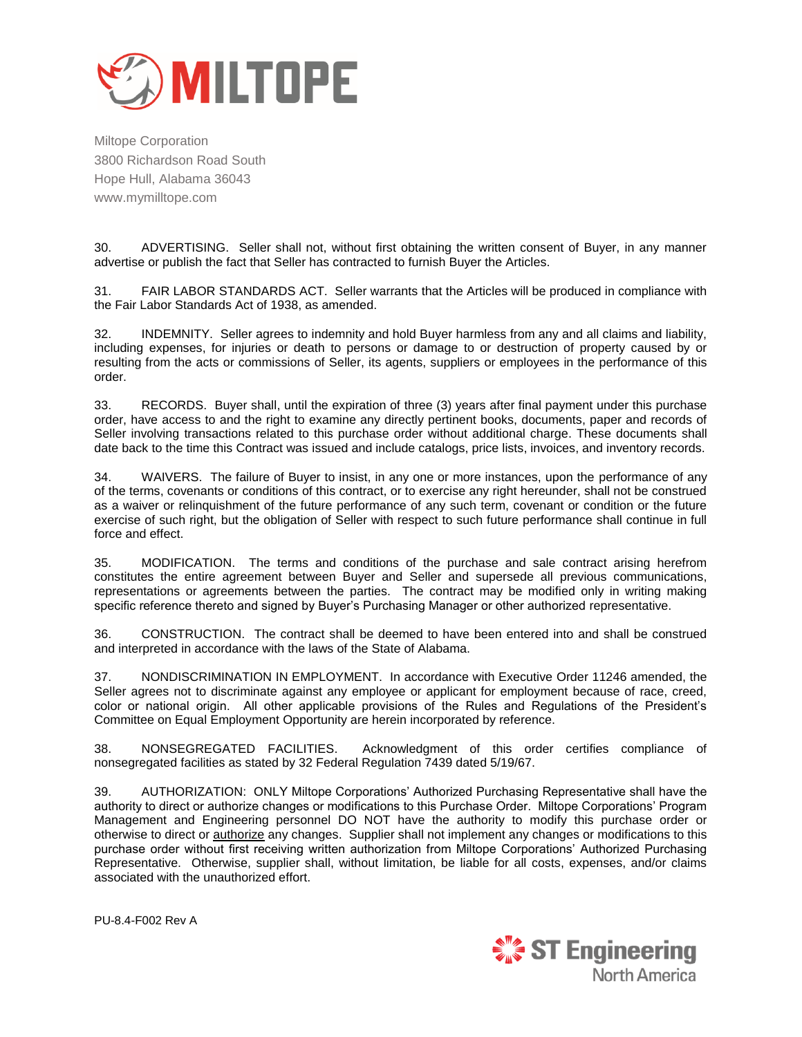Miltope Corporation
3800 Richardson Road South
Hope Hull, Alabama 36043
www.mymilltope.com

30. ADVERTISING. Seller shall not, without first obtaining the written consent of Buyer, in any manner advertise or publish the fact that Seller has contracted to furnish Buyer the Articles.

31. FAIR LABOR STANDARDS ACT. Seller warrants that the Articles will be produced in compliance with the Fair Labor Standards Act of 1938, as amended.

32. INDEMNITY. Seller agrees to indemnity and hold Buyer harmless from any and all claims and liability, including expenses, for injuries or death to persons or damage to or destruction of property caused by or resulting from the acts or commissions of Seller, its agents, suppliers or employees in the performance of this order.

33. RECORDS. Buyer shall, until the expiration of three (3) years after final payment under this purchase order, have access to and the right to examine any directly pertinent books, documents, paper and records of Seller involving transactions related to this purchase order without additional charge. These documents shall date back to the time this Contract was issued and include catalogs, price lists, invoices, and inventory records.

34. WAIVERS. The failure of Buyer to insist, in any one or more instances, upon the performance of any of the terms, covenants or conditions of this contract, or to exercise any right hereunder, shall not be construed as a waiver or relinquishment of the future performance of any such term, covenant or condition or the future exercise of such right, but the obligation of Seller with respect to such future performance shall continue in full force and effect.

35. MODIFICATION. The terms and conditions of the purchase and sale contract arising herefrom constitutes the entire agreement between Buyer and Seller and supersede all previous communications, representations or agreements between the parties. The contract may be modified only in writing making specific reference thereto and signed by Buyer's Purchasing Manager or other authorized representative.

36. CONSTRUCTION. The contract shall be deemed to have been entered into and shall be construed and interpreted in accordance with the laws of the State of Alabama.

37. NONDISCRIMINATION IN EMPLOYMENT. In accordance with Executive Order 11246 amended, the Seller agrees not to discriminate against any employee or applicant for employment because of race, creed, color or national origin. All other applicable provisions of the Rules and Regulations of the President's Committee on Equal Employment Opportunity are herein incorporated by reference.

38. NONSEGREGATED FACILITIES. Acknowledgment of this order certifies compliance of nonsegregated facilities as stated by 32 Federal Regulation 7439 dated 5/19/67.

39. AUTHORIZATION: ONLY Miltope Corporations' Authorized Purchasing Representative shall have the authority to direct or authorize changes or modifications to this Purchase Order. Miltope Corporations' Program Management and Engineering personnel DO NOT have the authority to modify this purchase order or otherwise to direct or authorize any changes. Supplier shall not implement any changes or modifications to this purchase order without first receiving written authorization from Miltope Corporations' Authorized Purchasing Representative. Otherwise, supplier shall, without limitation, be liable for all costs, expenses, and/or claims associated with the unauthorized effort.

PU-8.4-F002 Rev A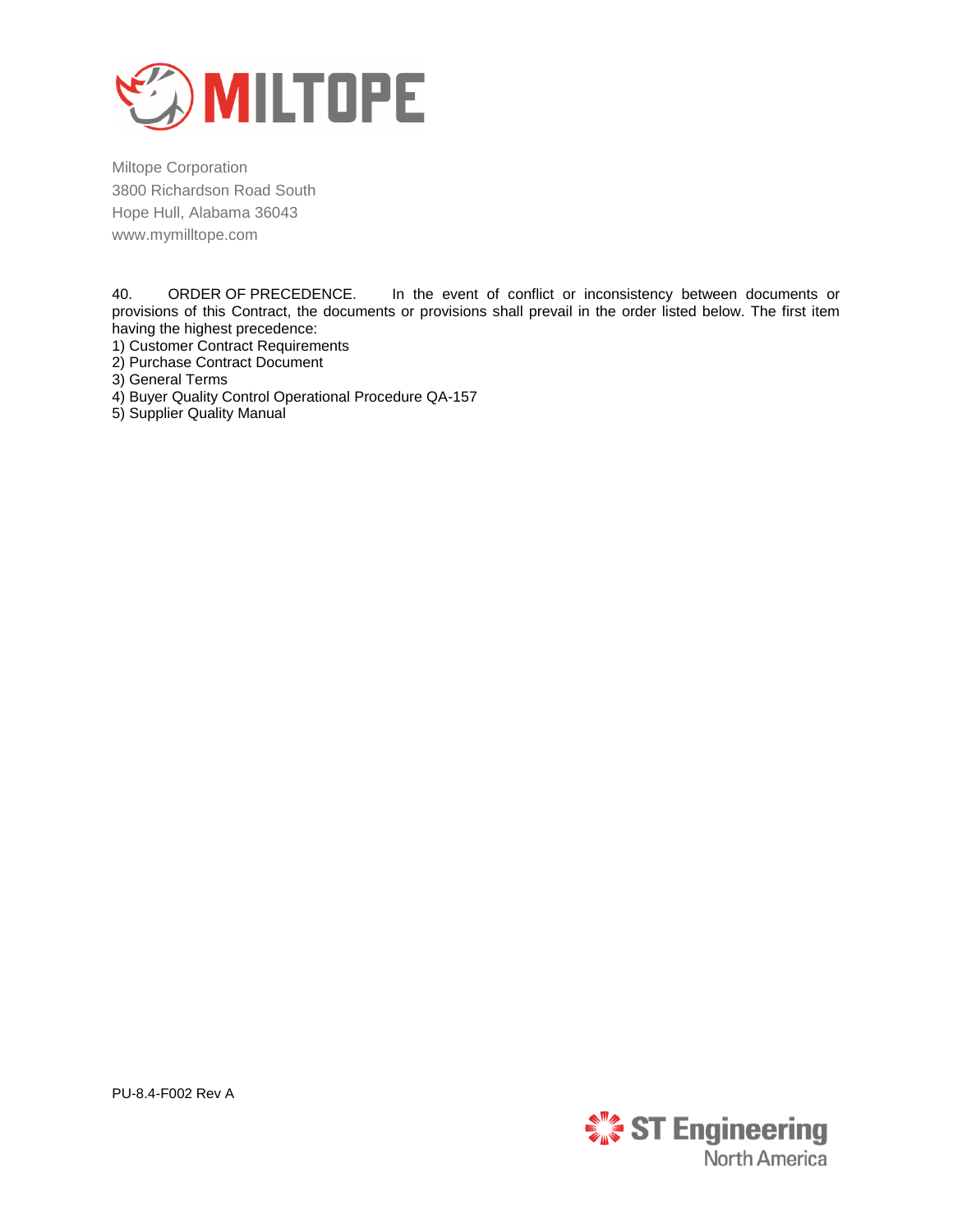Miltope Corporation
3800 Richardson Road South
Hope Hull, Alabama 36043
www.mymilltope.com

40. ORDER OF PRECEDENCE. In the event of conflict or inconsistency between documents or provisions of this Contract, the documents or provisions shall prevail in the order listed below. The first item having the highest precedence:

1) Customer Contract Requirements
2) Purchase Contract Document
3) General Terms
4) Buyer Quality Control Operational Procedure QA-157
5) Supplier Quality Manual